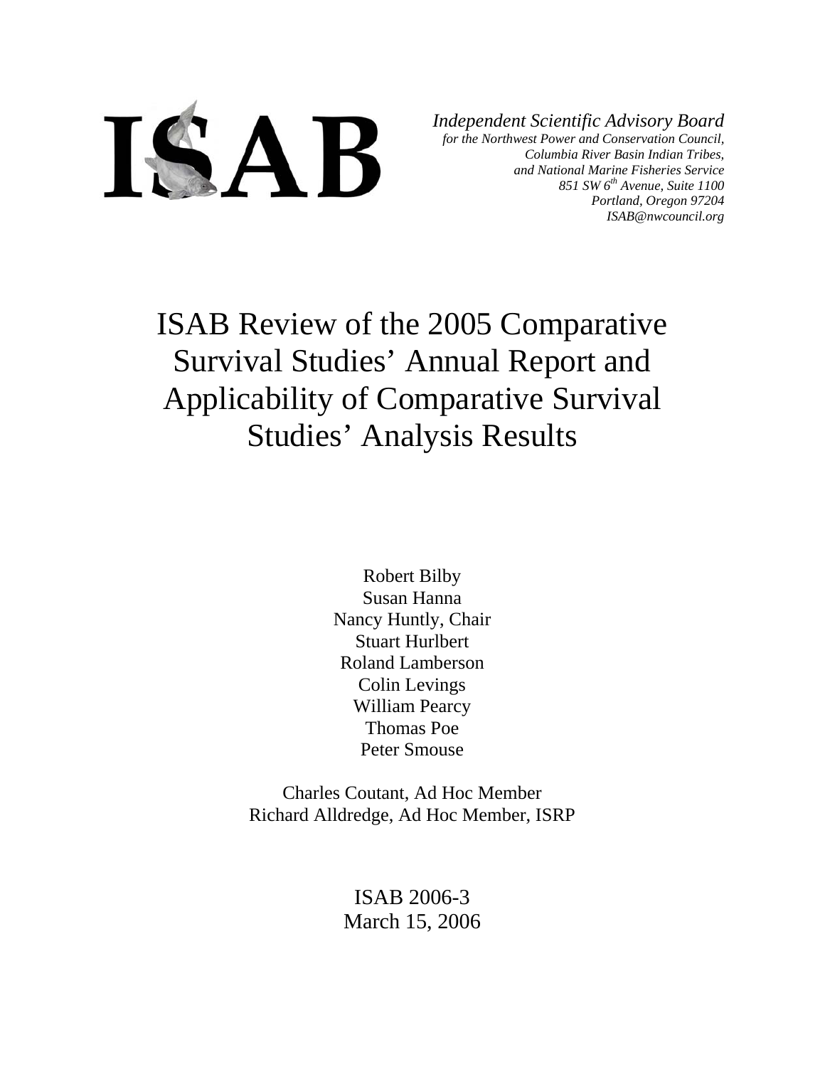ISAB

*Independent Scientific Advisory Board*
*for the Northwest Power and Conservation Council,*
*Columbia River Basin Indian Tribes,*
*and National Marine Fisheries Service*
*851 SW 6th Avenue, Suite 1100*
*Portland, Oregon 97204*
*ISAB@nwcouncil.org*

# ISAB Review of the 2005 Comparative Survival Studies' Annual Report and Applicability of Comparative Survival Studies' Analysis Results

Robert Bilby
Susan Hanna
Nancy Huntly, Chair
Stuart Hurlbert
Roland Lamberson
Colin Levings
William Pearcy
Thomas Poe
Peter Smouse

Charles Coutant, Ad Hoc Member
Richard Alldredge, Ad Hoc Member, ISRP

ISAB 2006-3
March 15, 2006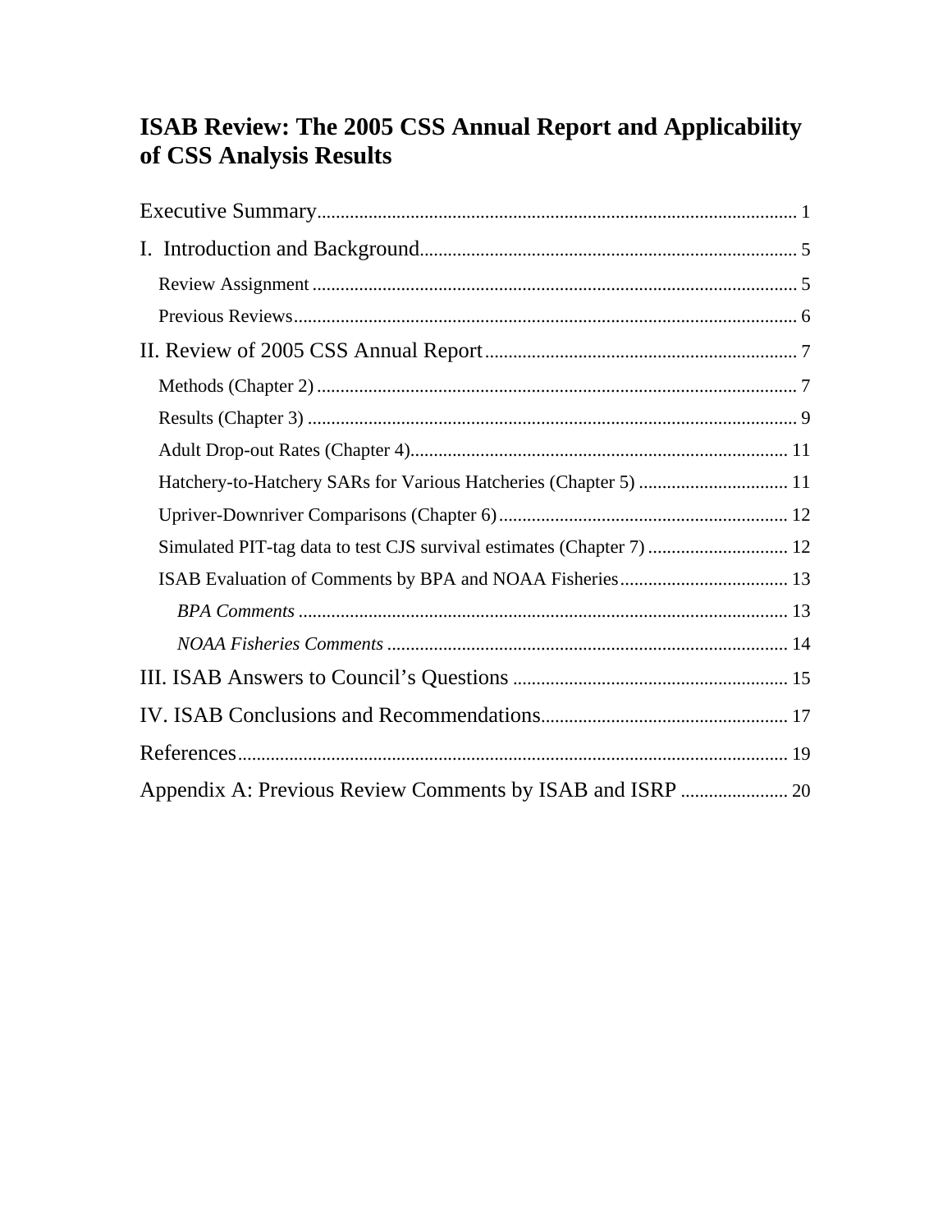# ISAB Review: The 2005 CSS Annual Report and Applicability of CSS Analysis Results

Executive Summary ........................................................................................................ 1

I. Introduction and Background ...................................................................................... 5

- Review Assignment ....................................................................................................... 5
- Previous Reviews ........................................................................................................... 6

II. Review of 2005 CSS Annual Report ............................................................................ 7

- Methods (Chapter 2) ...................................................................................................... 7
- Results (Chapter 3) ........................................................................................................ 9
- Adult Drop-out Rates (Chapter 4) ................................................................................ 11
- Hatchery-to-Hatchery SARs for Various Hatcheries (Chapter 5) ................................ 11
- Upriver-Downriver Comparisons (Chapter 6) ............................................................. 12
- Simulated PIT-tag data to test CJS survival estimates (Chapter 7) .............................. 12
- ISAB Evaluation of Comments by BPA and NOAA Fisheries .................................... 13
  - *BPA Comments* ......................................................................................................... 13
  - *NOAA Fisheries Comments* ...................................................................................... 14

III. ISAB Answers to Council's Questions ........................................................................ 15

IV. ISAB Conclusions and Recommendations .................................................................. 17

References ...................................................................................................................... 19

Appendix A: Previous Review Comments by ISAB and ISRP ....................................... 20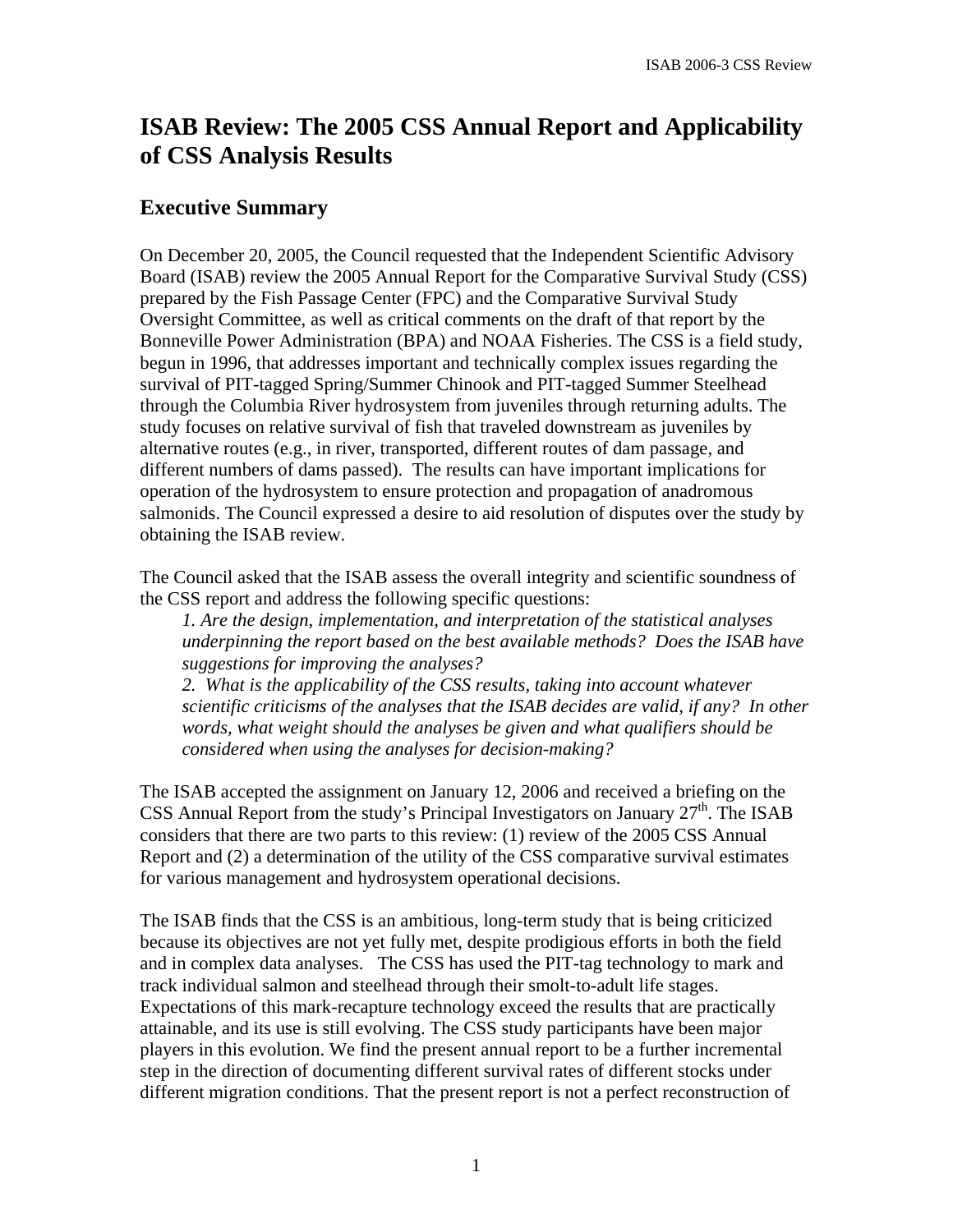# ISAB Review: The 2005 CSS Annual Report and Applicability of CSS Analysis Results

## Executive Summary

On December 20, 2005, the Council requested that the Independent Scientific Advisory Board (ISAB) review the 2005 Annual Report for the Comparative Survival Study (CSS) prepared by the Fish Passage Center (FPC) and the Comparative Survival Study Oversight Committee, as well as critical comments on the draft of that report by the Bonneville Power Administration (BPA) and NOAA Fisheries. The CSS is a field study, begun in 1996, that addresses important and technically complex issues regarding the survival of PIT-tagged Spring/Summer Chinook and PIT-tagged Summer Steelhead through the Columbia River hydrosystem from juveniles through returning adults. The study focuses on relative survival of fish that traveled downstream as juveniles by alternative routes (e.g., in river, transported, different routes of dam passage, and different numbers of dams passed). The results can have important implications for operation of the hydrosystem to ensure protection and propagation of anadromous salmonids. The Council expressed a desire to aid resolution of disputes over the study by obtaining the ISAB review.

The Council asked that the ISAB assess the overall integrity and scientific soundness of the CSS report and address the following specific questions:

> *1. Are the design, implementation, and interpretation of the statistical analyses underpinning the report based on the best available methods? Does the ISAB have suggestions for improving the analyses?*
>
> *2. What is the applicability of the CSS results, taking into account whatever scientific criticisms of the analyses that the ISAB decides are valid, if any? In other words, what weight should the analyses be given and what qualifiers should be considered when using the analyses for decision-making?*

The ISAB accepted the assignment on January 12, 2006 and received a briefing on the CSS Annual Report from the study's Principal Investigators on January 27th. The ISAB considers that there are two parts to this review: (1) review of the 2005 CSS Annual Report and (2) a determination of the utility of the CSS comparative survival estimates for various management and hydrosystem operational decisions.

The ISAB finds that the CSS is an ambitious, long-term study that is being criticized because its objectives are not yet fully met, despite prodigious efforts in both the field and in complex data analyses. The CSS has used the PIT-tag technology to mark and track individual salmon and steelhead through their smolt-to-adult life stages. Expectations of this mark-recapture technology exceed the results that are practically attainable, and its use is still evolving. The CSS study participants have been major players in this evolution. We find the present annual report to be a further incremental step in the direction of documenting different survival rates of different stocks under different migration conditions. That the present report is not a perfect reconstruction of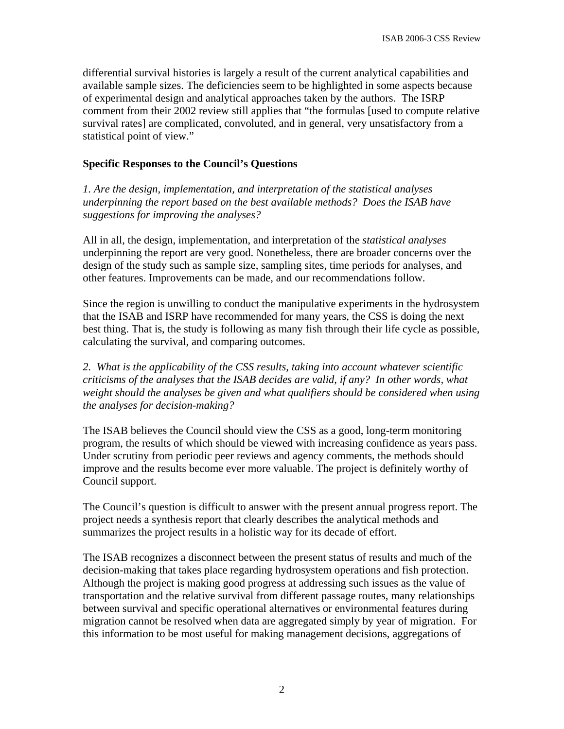differential survival histories is largely a result of the current analytical capabilities and available sample sizes. The deficiencies seem to be highlighted in some aspects because of experimental design and analytical approaches taken by the authors. The ISRP comment from their 2002 review still applies that "the formulas [used to compute relative survival rates] are complicated, convoluted, and in general, very unsatisfactory from a statistical point of view."

### Specific Responses to the Council's Questions

*1. Are the design, implementation, and interpretation of the statistical analyses underpinning the report based on the best available methods? Does the ISAB have suggestions for improving the analyses?*

All in all, the design, implementation, and interpretation of the *statistical analyses* underpinning the report are very good. Nonetheless, there are broader concerns over the design of the study such as sample size, sampling sites, time periods for analyses, and other features. Improvements can be made, and our recommendations follow.

Since the region is unwilling to conduct the manipulative experiments in the hydrosystem that the ISAB and ISRP have recommended for many years, the CSS is doing the next best thing. That is, the study is following as many fish through their life cycle as possible, calculating the survival, and comparing outcomes.

*2. What is the applicability of the CSS results, taking into account whatever scientific criticisms of the analyses that the ISAB decides are valid, if any? In other words, what weight should the analyses be given and what qualifiers should be considered when using the analyses for decision-making?*

The ISAB believes the Council should view the CSS as a good, long-term monitoring program, the results of which should be viewed with increasing confidence as years pass. Under scrutiny from periodic peer reviews and agency comments, the methods should improve and the results become ever more valuable. The project is definitely worthy of Council support.

The Council's question is difficult to answer with the present annual progress report. The project needs a synthesis report that clearly describes the analytical methods and summarizes the project results in a holistic way for its decade of effort.

The ISAB recognizes a disconnect between the present status of results and much of the decision-making that takes place regarding hydrosystem operations and fish protection. Although the project is making good progress at addressing such issues as the value of transportation and the relative survival from different passage routes, many relationships between survival and specific operational alternatives or environmental features during migration cannot be resolved when data are aggregated simply by year of migration. For this information to be most useful for making management decisions, aggregations of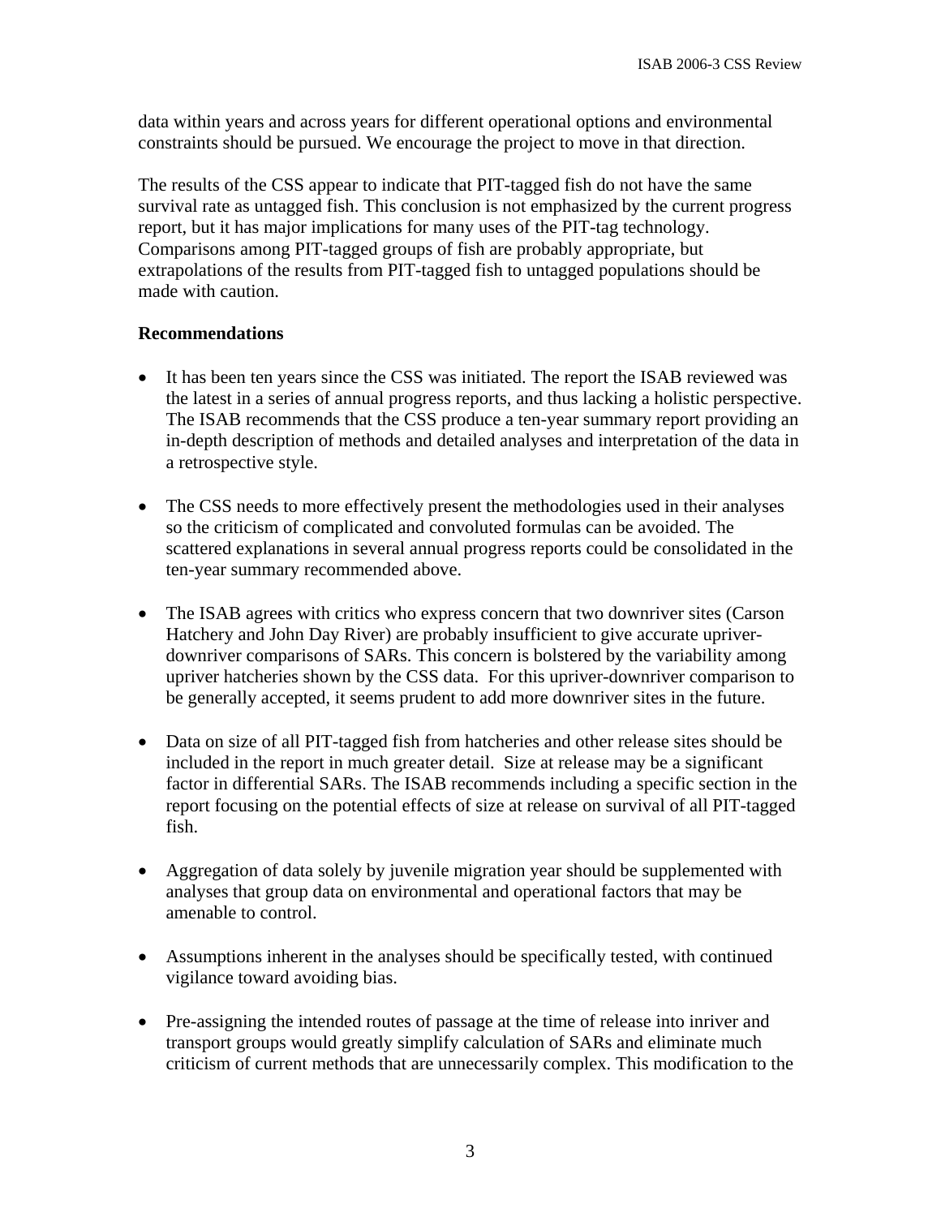data within years and across years for different operational options and environmental constraints should be pursued. We encourage the project to move in that direction.

The results of the CSS appear to indicate that PIT-tagged fish do not have the same survival rate as untagged fish. This conclusion is not emphasized by the current progress report, but it has major implications for many uses of the PIT-tag technology. Comparisons among PIT-tagged groups of fish are probably appropriate, but extrapolations of the results from PIT-tagged fish to untagged populations should be made with caution.

**Recommendations**

- It has been ten years since the CSS was initiated. The report the ISAB reviewed was the latest in a series of annual progress reports, and thus lacking a holistic perspective. The ISAB recommends that the CSS produce a ten-year summary report providing an in-depth description of methods and detailed analyses and interpretation of the data in a retrospective style.

- The CSS needs to more effectively present the methodologies used in their analyses so the criticism of complicated and convoluted formulas can be avoided. The scattered explanations in several annual progress reports could be consolidated in the ten-year summary recommended above.

- The ISAB agrees with critics who express concern that two downriver sites (Carson Hatchery and John Day River) are probably insufficient to give accurate upriver-downriver comparisons of SARs. This concern is bolstered by the variability among upriver hatcheries shown by the CSS data. For this upriver-downriver comparison to be generally accepted, it seems prudent to add more downriver sites in the future.

- Data on size of all PIT-tagged fish from hatcheries and other release sites should be included in the report in much greater detail. Size at release may be a significant factor in differential SARs. The ISAB recommends including a specific section in the report focusing on the potential effects of size at release on survival of all PIT-tagged fish.

- Aggregation of data solely by juvenile migration year should be supplemented with analyses that group data on environmental and operational factors that may be amenable to control.

- Assumptions inherent in the analyses should be specifically tested, with continued vigilance toward avoiding bias.

- Pre-assigning the intended routes of passage at the time of release into inriver and transport groups would greatly simplify calculation of SARs and eliminate much criticism of current methods that are unnecessarily complex. This modification to the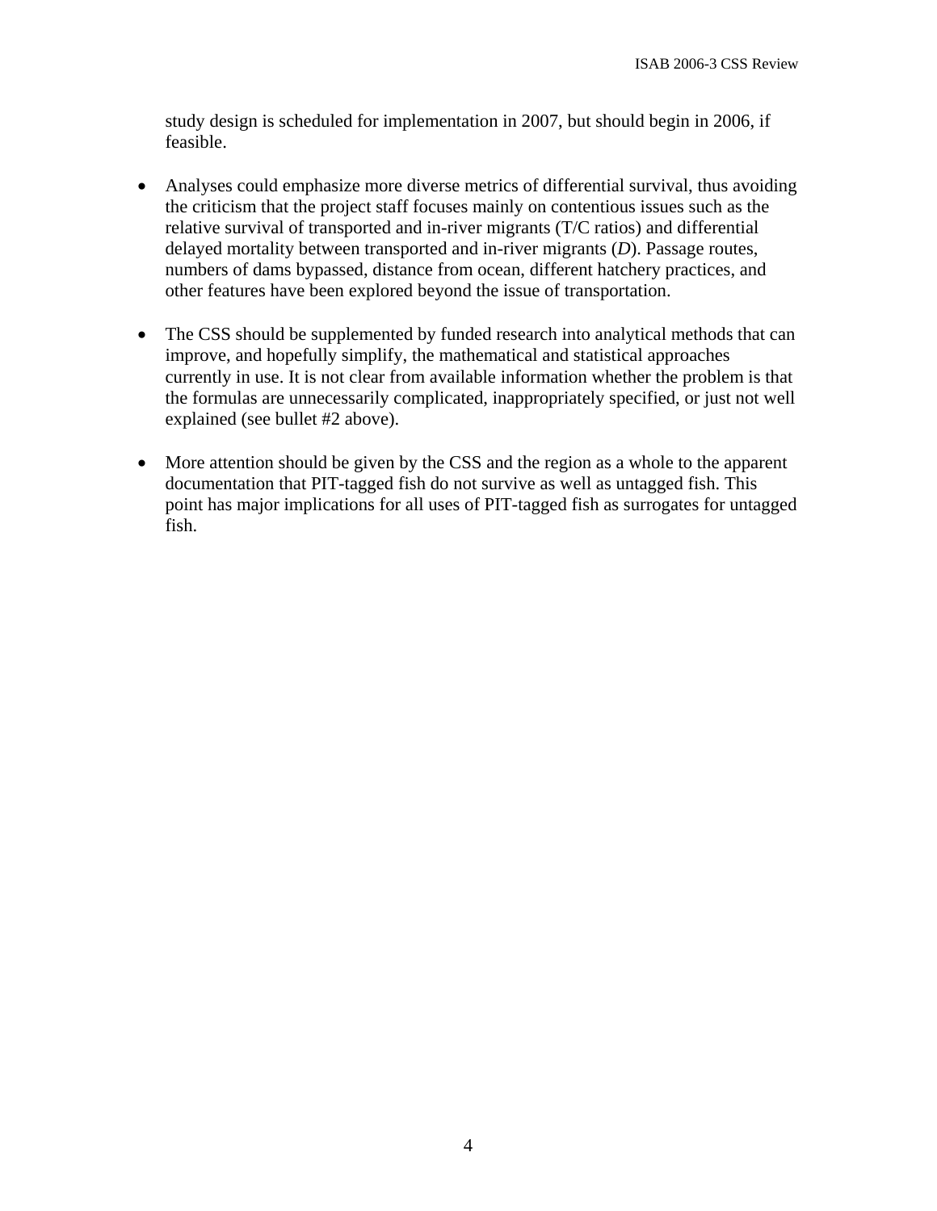study design is scheduled for implementation in 2007, but should begin in 2006, if feasible.

- Analyses could emphasize more diverse metrics of differential survival, thus avoiding the criticism that the project staff focuses mainly on contentious issues such as the relative survival of transported and in-river migrants (T/C ratios) and differential delayed mortality between transported and in-river migrants (*D*). Passage routes, numbers of dams bypassed, distance from ocean, different hatchery practices, and other features have been explored beyond the issue of transportation.

- The CSS should be supplemented by funded research into analytical methods that can improve, and hopefully simplify, the mathematical and statistical approaches currently in use. It is not clear from available information whether the problem is that the formulas are unnecessarily complicated, inappropriately specified, or just not well explained (see bullet #2 above).

- More attention should be given by the CSS and the region as a whole to the apparent documentation that PIT-tagged fish do not survive as well as untagged fish. This point has major implications for all uses of PIT-tagged fish as surrogates for untagged fish.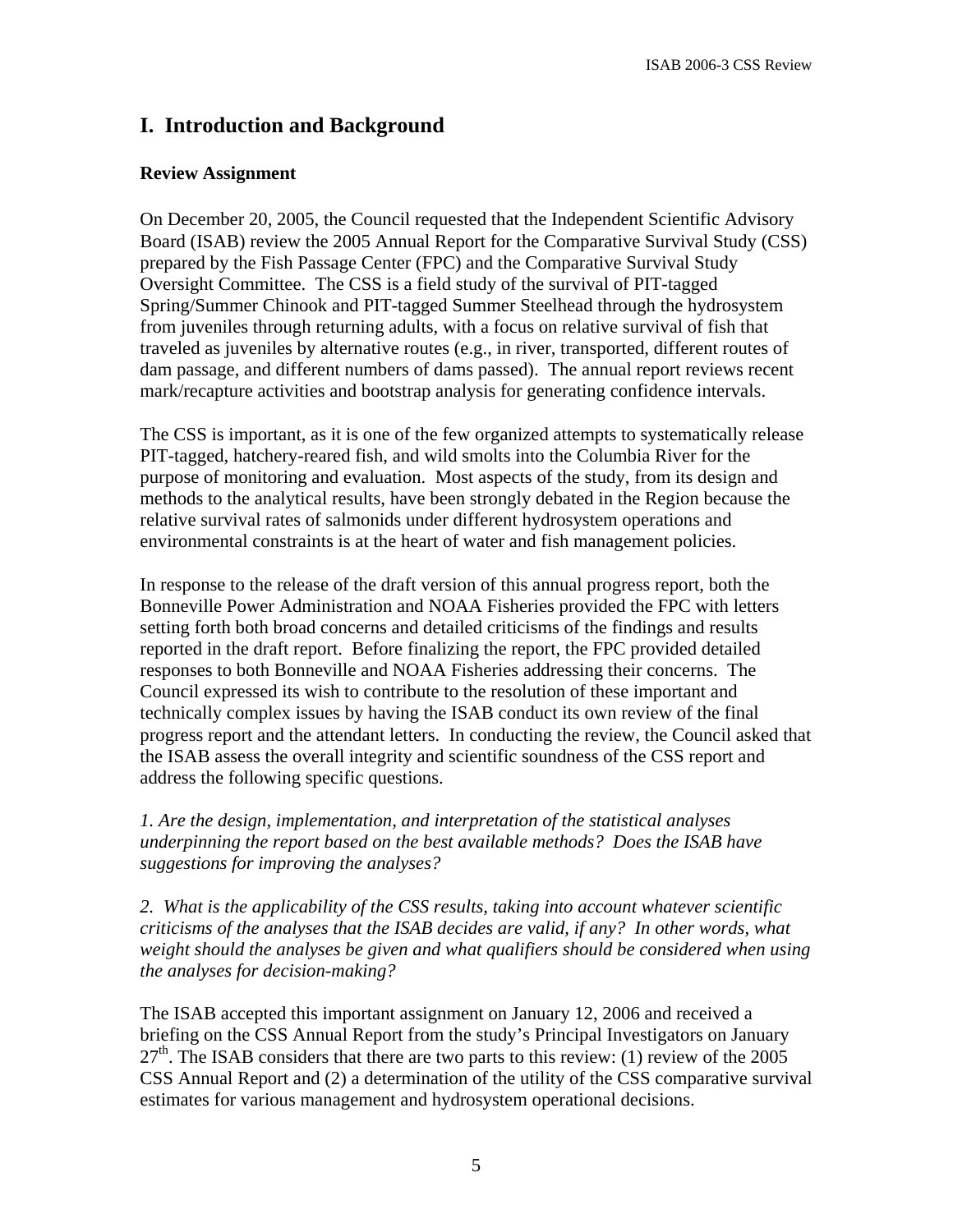# I. Introduction and Background

### Review Assignment

On December 20, 2005, the Council requested that the Independent Scientific Advisory Board (ISAB) review the 2005 Annual Report for the Comparative Survival Study (CSS) prepared by the Fish Passage Center (FPC) and the Comparative Survival Study Oversight Committee. The CSS is a field study of the survival of PIT-tagged Spring/Summer Chinook and PIT-tagged Summer Steelhead through the hydrosystem from juveniles through returning adults, with a focus on relative survival of fish that traveled as juveniles by alternative routes (e.g., in river, transported, different routes of dam passage, and different numbers of dams passed). The annual report reviews recent mark/recapture activities and bootstrap analysis for generating confidence intervals.

The CSS is important, as it is one of the few organized attempts to systematically release PIT-tagged, hatchery-reared fish, and wild smolts into the Columbia River for the purpose of monitoring and evaluation. Most aspects of the study, from its design and methods to the analytical results, have been strongly debated in the Region because the relative survival rates of salmonids under different hydrosystem operations and environmental constraints is at the heart of water and fish management policies.

In response to the release of the draft version of this annual progress report, both the Bonneville Power Administration and NOAA Fisheries provided the FPC with letters setting forth both broad concerns and detailed criticisms of the findings and results reported in the draft report. Before finalizing the report, the FPC provided detailed responses to both Bonneville and NOAA Fisheries addressing their concerns. The Council expressed its wish to contribute to the resolution of these important and technically complex issues by having the ISAB conduct its own review of the final progress report and the attendant letters. In conducting the review, the Council asked that the ISAB assess the overall integrity and scientific soundness of the CSS report and address the following specific questions.

*1. Are the design, implementation, and interpretation of the statistical analyses underpinning the report based on the best available methods? Does the ISAB have suggestions for improving the analyses?*

*2. What is the applicability of the CSS results, taking into account whatever scientific criticisms of the analyses that the ISAB decides are valid, if any? In other words, what weight should the analyses be given and what qualifiers should be considered when using the analyses for decision-making?*

The ISAB accepted this important assignment on January 12, 2006 and received a briefing on the CSS Annual Report from the study's Principal Investigators on January 27th. The ISAB considers that there are two parts to this review: (1) review of the 2005 CSS Annual Report and (2) a determination of the utility of the CSS comparative survival estimates for various management and hydrosystem operational decisions.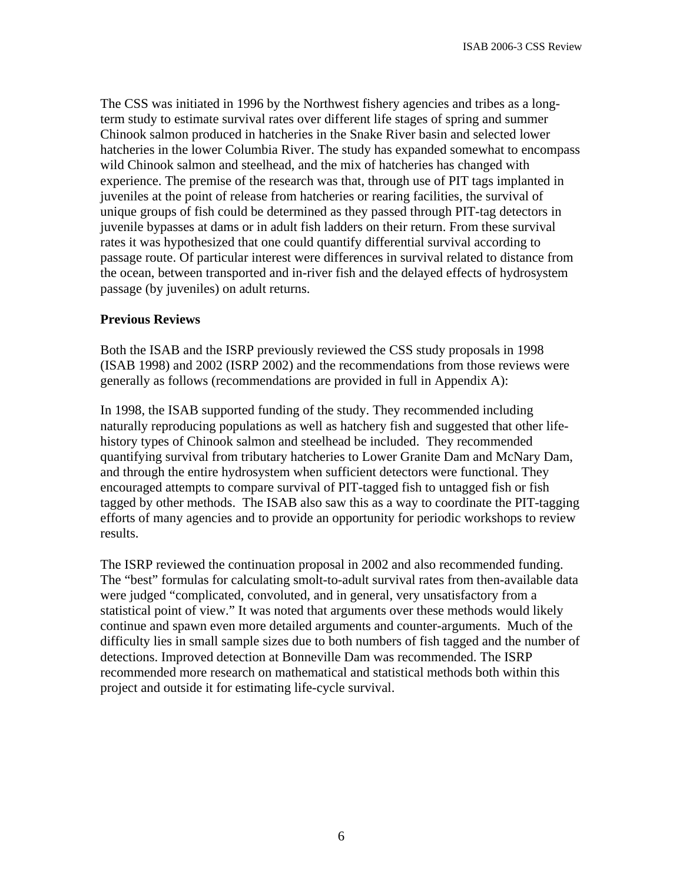The CSS was initiated in 1996 by the Northwest fishery agencies and tribes as a long-term study to estimate survival rates over different life stages of spring and summer Chinook salmon produced in hatcheries in the Snake River basin and selected lower hatcheries in the lower Columbia River. The study has expanded somewhat to encompass wild Chinook salmon and steelhead, and the mix of hatcheries has changed with experience. The premise of the research was that, through use of PIT tags implanted in juveniles at the point of release from hatcheries or rearing facilities, the survival of unique groups of fish could be determined as they passed through PIT-tag detectors in juvenile bypasses at dams or in adult fish ladders on their return. From these survival rates it was hypothesized that one could quantify differential survival according to passage route. Of particular interest were differences in survival related to distance from the ocean, between transported and in-river fish and the delayed effects of hydrosystem passage (by juveniles) on adult returns.

**Previous Reviews**

Both the ISAB and the ISRP previously reviewed the CSS study proposals in 1998 (ISAB 1998) and 2002 (ISRP 2002) and the recommendations from those reviews were generally as follows (recommendations are provided in full in Appendix A):

In 1998, the ISAB supported funding of the study. They recommended including naturally reproducing populations as well as hatchery fish and suggested that other life-history types of Chinook salmon and steelhead be included. They recommended quantifying survival from tributary hatcheries to Lower Granite Dam and McNary Dam, and through the entire hydrosystem when sufficient detectors were functional. They encouraged attempts to compare survival of PIT-tagged fish to untagged fish or fish tagged by other methods. The ISAB also saw this as a way to coordinate the PIT-tagging efforts of many agencies and to provide an opportunity for periodic workshops to review results.

The ISRP reviewed the continuation proposal in 2002 and also recommended funding. The "best" formulas for calculating smolt-to-adult survival rates from then-available data were judged "complicated, convoluted, and in general, very unsatisfactory from a statistical point of view." It was noted that arguments over these methods would likely continue and spawn even more detailed arguments and counter-arguments. Much of the difficulty lies in small sample sizes due to both numbers of fish tagged and the number of detections. Improved detection at Bonneville Dam was recommended. The ISRP recommended more research on mathematical and statistical methods both within this project and outside it for estimating life-cycle survival.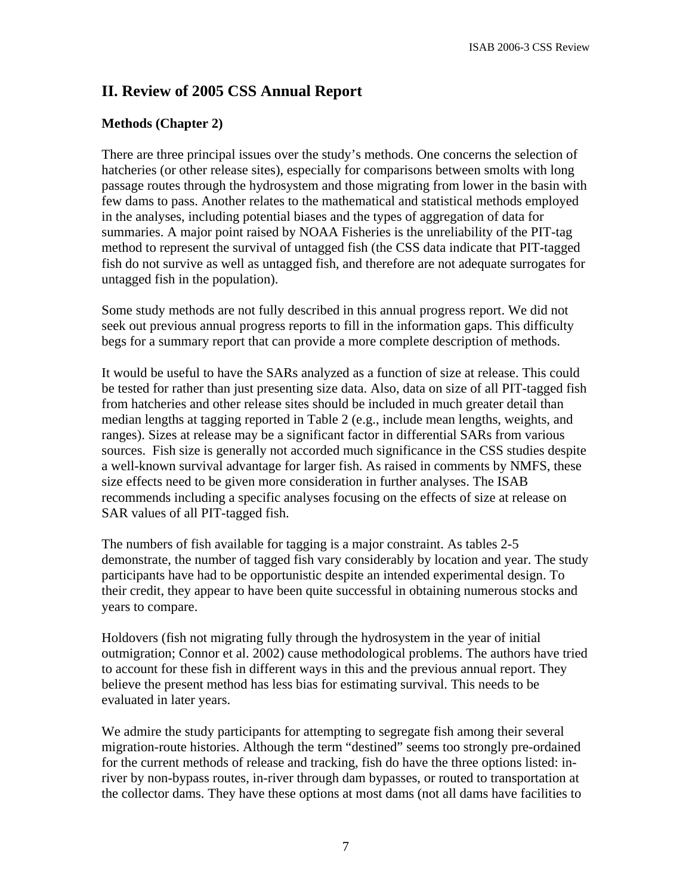## II. Review of 2005 CSS Annual Report

### Methods (Chapter 2)

There are three principal issues over the study's methods. One concerns the selection of hatcheries (or other release sites), especially for comparisons between smolts with long passage routes through the hydrosystem and those migrating from lower in the basin with few dams to pass. Another relates to the mathematical and statistical methods employed in the analyses, including potential biases and the types of aggregation of data for summaries. A major point raised by NOAA Fisheries is the unreliability of the PIT-tag method to represent the survival of untagged fish (the CSS data indicate that PIT-tagged fish do not survive as well as untagged fish, and therefore are not adequate surrogates for untagged fish in the population).

Some study methods are not fully described in this annual progress report. We did not seek out previous annual progress reports to fill in the information gaps. This difficulty begs for a summary report that can provide a more complete description of methods.

It would be useful to have the SARs analyzed as a function of size at release. This could be tested for rather than just presenting size data. Also, data on size of all PIT-tagged fish from hatcheries and other release sites should be included in much greater detail than median lengths at tagging reported in Table 2 (e.g., include mean lengths, weights, and ranges). Sizes at release may be a significant factor in differential SARs from various sources. Fish size is generally not accorded much significance in the CSS studies despite a well-known survival advantage for larger fish. As raised in comments by NMFS, these size effects need to be given more consideration in further analyses. The ISAB recommends including a specific analyses focusing on the effects of size at release on SAR values of all PIT-tagged fish.

The numbers of fish available for tagging is a major constraint. As tables 2-5 demonstrate, the number of tagged fish vary considerably by location and year. The study participants have had to be opportunistic despite an intended experimental design. To their credit, they appear to have been quite successful in obtaining numerous stocks and years to compare.

Holdovers (fish not migrating fully through the hydrosystem in the year of initial outmigration; Connor et al. 2002) cause methodological problems. The authors have tried to account for these fish in different ways in this and the previous annual report. They believe the present method has less bias for estimating survival. This needs to be evaluated in later years.

We admire the study participants for attempting to segregate fish among their several migration-route histories. Although the term "destined" seems too strongly pre-ordained for the current methods of release and tracking, fish do have the three options listed: in-river by non-bypass routes, in-river through dam bypasses, or routed to transportation at the collector dams. They have these options at most dams (not all dams have facilities to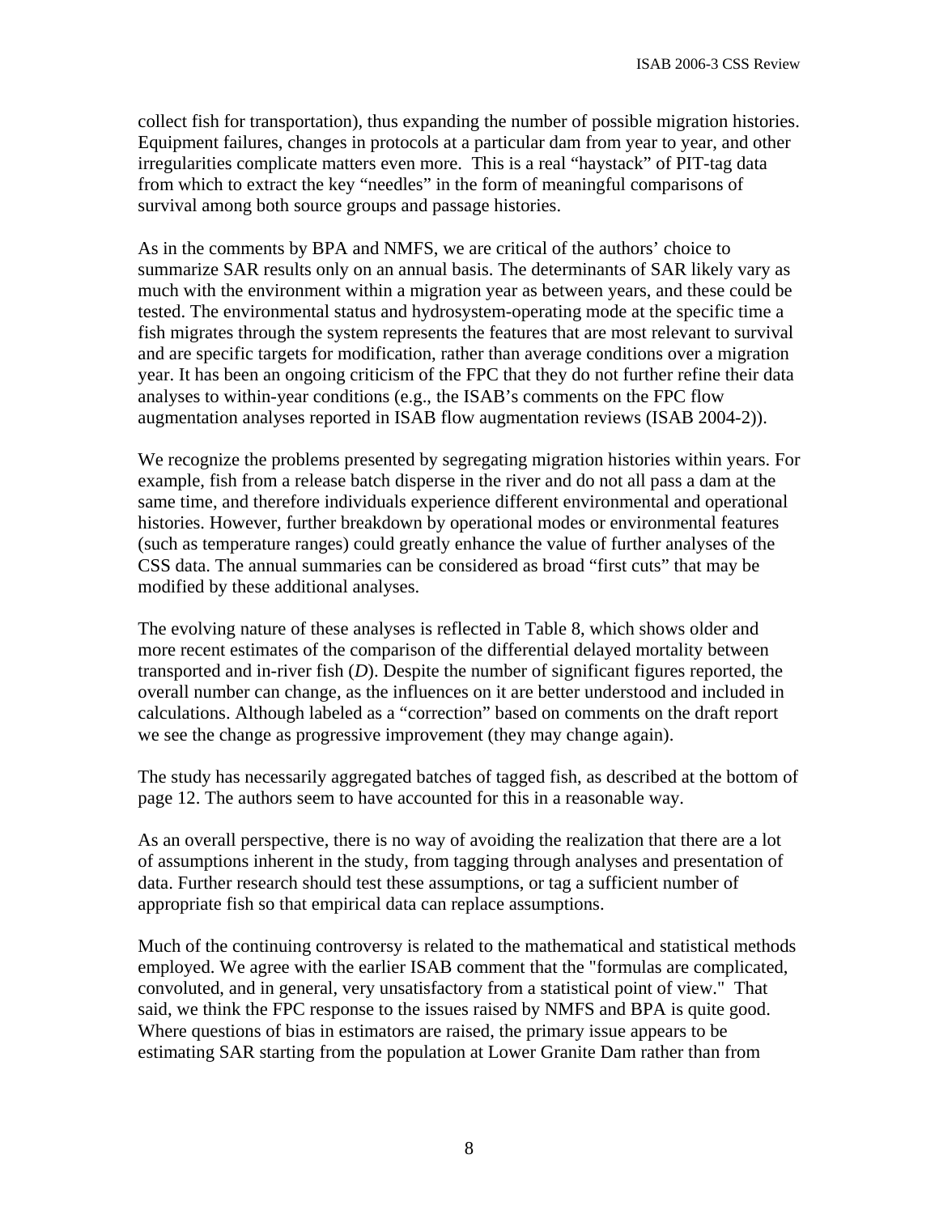collect fish for transportation), thus expanding the number of possible migration histories. Equipment failures, changes in protocols at a particular dam from year to year, and other irregularities complicate matters even more. This is a real "haystack" of PIT-tag data from which to extract the key "needles" in the form of meaningful comparisons of survival among both source groups and passage histories.

As in the comments by BPA and NMFS, we are critical of the authors' choice to summarize SAR results only on an annual basis. The determinants of SAR likely vary as much with the environment within a migration year as between years, and these could be tested. The environmental status and hydrosystem-operating mode at the specific time a fish migrates through the system represents the features that are most relevant to survival and are specific targets for modification, rather than average conditions over a migration year. It has been an ongoing criticism of the FPC that they do not further refine their data analyses to within-year conditions (e.g., the ISAB's comments on the FPC flow augmentation analyses reported in ISAB flow augmentation reviews (ISAB 2004-2)).

We recognize the problems presented by segregating migration histories within years. For example, fish from a release batch disperse in the river and do not all pass a dam at the same time, and therefore individuals experience different environmental and operational histories. However, further breakdown by operational modes or environmental features (such as temperature ranges) could greatly enhance the value of further analyses of the CSS data. The annual summaries can be considered as broad "first cuts" that may be modified by these additional analyses.

The evolving nature of these analyses is reflected in Table 8, which shows older and more recent estimates of the comparison of the differential delayed mortality between transported and in-river fish ($D$). Despite the number of significant figures reported, the overall number can change, as the influences on it are better understood and included in calculations. Although labeled as a "correction" based on comments on the draft report we see the change as progressive improvement (they may change again).

The study has necessarily aggregated batches of tagged fish, as described at the bottom of page 12. The authors seem to have accounted for this in a reasonable way.

As an overall perspective, there is no way of avoiding the realization that there are a lot of assumptions inherent in the study, from tagging through analyses and presentation of data. Further research should test these assumptions, or tag a sufficient number of appropriate fish so that empirical data can replace assumptions.

Much of the continuing controversy is related to the mathematical and statistical methods employed. We agree with the earlier ISAB comment that the "formulas are complicated, convoluted, and in general, very unsatisfactory from a statistical point of view." That said, we think the FPC response to the issues raised by NMFS and BPA is quite good. Where questions of bias in estimators are raised, the primary issue appears to be estimating SAR starting from the population at Lower Granite Dam rather than from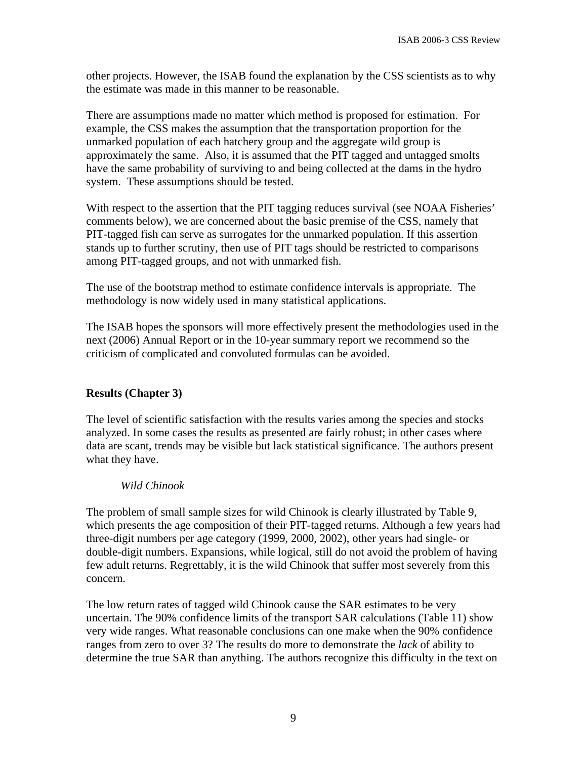other projects. However, the ISAB found the explanation by the CSS scientists as to why the estimate was made in this manner to be reasonable.

There are assumptions made no matter which method is proposed for estimation. For example, the CSS makes the assumption that the transportation proportion for the unmarked population of each hatchery group and the aggregate wild group is approximately the same. Also, it is assumed that the PIT tagged and untagged smolts have the same probability of surviving to and being collected at the dams in the hydro system. These assumptions should be tested.

With respect to the assertion that the PIT tagging reduces survival (see NOAA Fisheries' comments below), we are concerned about the basic premise of the CSS, namely that PIT-tagged fish can serve as surrogates for the unmarked population. If this assertion stands up to further scrutiny, then use of PIT tags should be restricted to comparisons among PIT-tagged groups, and not with unmarked fish.

The use of the bootstrap method to estimate confidence intervals is appropriate. The methodology is now widely used in many statistical applications.

The ISAB hopes the sponsors will more effectively present the methodologies used in the next (2006) Annual Report or in the 10-year summary report we recommend so the criticism of complicated and convoluted formulas can be avoided.

## Results (Chapter 3)

The level of scientific satisfaction with the results varies among the species and stocks analyzed. In some cases the results as presented are fairly robust; in other cases where data are scant, trends may be visible but lack statistical significance. The authors present what they have.

### *Wild Chinook*

The problem of small sample sizes for wild Chinook is clearly illustrated by Table 9, which presents the age composition of their PIT-tagged returns. Although a few years had three-digit numbers per age category (1999, 2000, 2002), other years had single- or double-digit numbers. Expansions, while logical, still do not avoid the problem of having few adult returns. Regrettably, it is the wild Chinook that suffer most severely from this concern.

The low return rates of tagged wild Chinook cause the SAR estimates to be very uncertain. The 90% confidence limits of the transport SAR calculations (Table 11) show very wide ranges. What reasonable conclusions can one make when the 90% confidence ranges from zero to over 3? The results do more to demonstrate the *lack* of ability to determine the true SAR than anything. The authors recognize this difficulty in the text on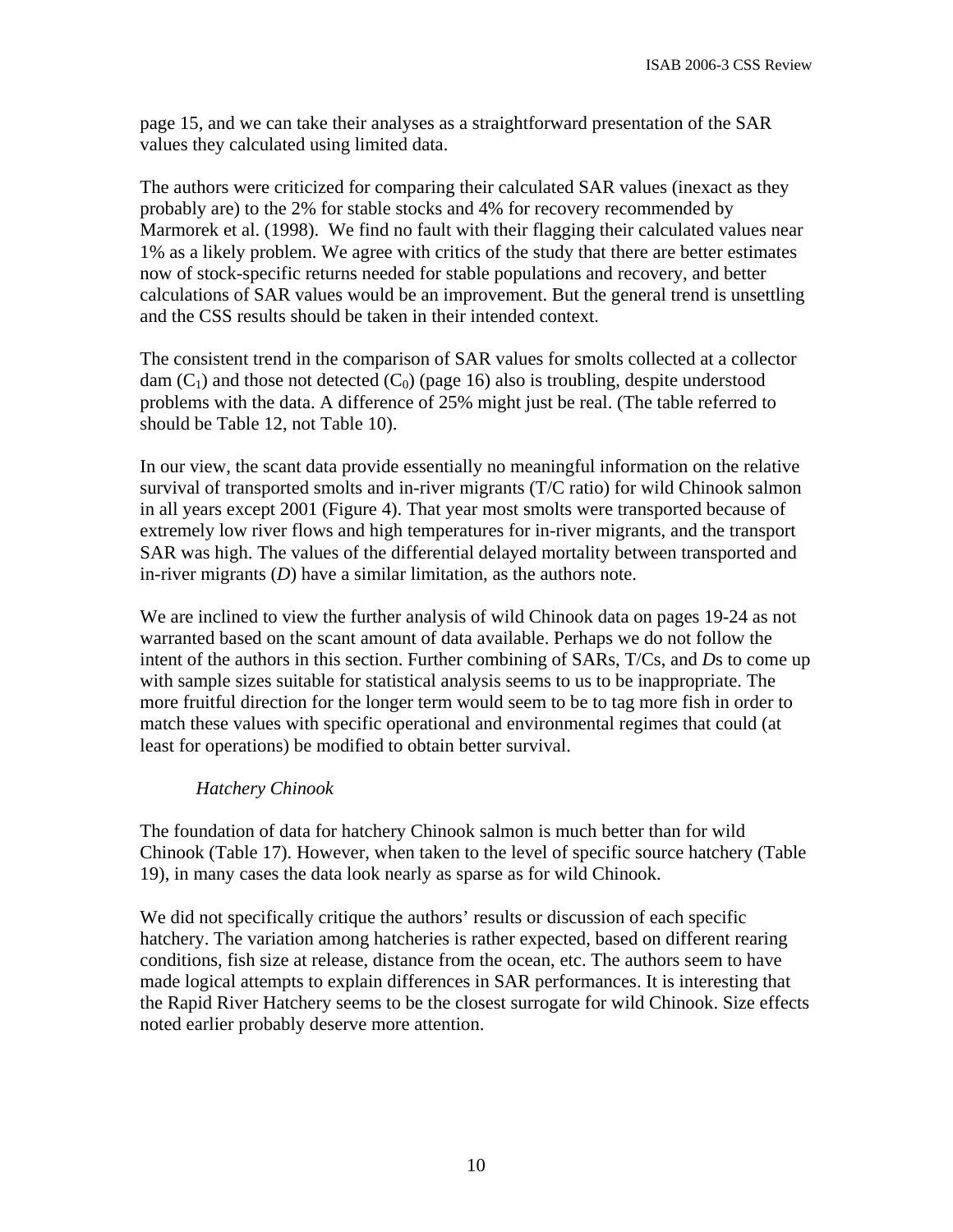page 15, and we can take their analyses as a straightforward presentation of the SAR values they calculated using limited data.

The authors were criticized for comparing their calculated SAR values (inexact as they probably are) to the 2% for stable stocks and 4% for recovery recommended by Marmorek et al. (1998). We find no fault with their flagging their calculated values near 1% as a likely problem. We agree with critics of the study that there are better estimates now of stock-specific returns needed for stable populations and recovery, and better calculations of SAR values would be an improvement. But the general trend is unsettling and the CSS results should be taken in their intended context.

The consistent trend in the comparison of SAR values for smolts collected at a collector dam ($C_1$) and those not detected ($C_0$) (page 16) also is troubling, despite understood problems with the data. A difference of 25% might just be real. (The table referred to should be Table 12, not Table 10).

In our view, the scant data provide essentially no meaningful information on the relative survival of transported smolts and in-river migrants (T/C ratio) for wild Chinook salmon in all years except 2001 (Figure 4). That year most smolts were transported because of extremely low river flows and high temperatures for in-river migrants, and the transport SAR was high. The values of the differential delayed mortality between transported and in-river migrants (*D*) have a similar limitation, as the authors note.

We are inclined to view the further analysis of wild Chinook data on pages 19-24 as not warranted based on the scant amount of data available. Perhaps we do not follow the intent of the authors in this section. Further combining of SARs, T/Cs, and *D*s to come up with sample sizes suitable for statistical analysis seems to us to be inappropriate. The more fruitful direction for the longer term would seem to be to tag more fish in order to match these values with specific operational and environmental regimes that could (at least for operations) be modified to obtain better survival.

*Hatchery Chinook*

The foundation of data for hatchery Chinook salmon is much better than for wild Chinook (Table 17). However, when taken to the level of specific source hatchery (Table 19), in many cases the data look nearly as sparse as for wild Chinook.

We did not specifically critique the authors' results or discussion of each specific hatchery. The variation among hatcheries is rather expected, based on different rearing conditions, fish size at release, distance from the ocean, etc. The authors seem to have made logical attempts to explain differences in SAR performances. It is interesting that the Rapid River Hatchery seems to be the closest surrogate for wild Chinook. Size effects noted earlier probably deserve more attention.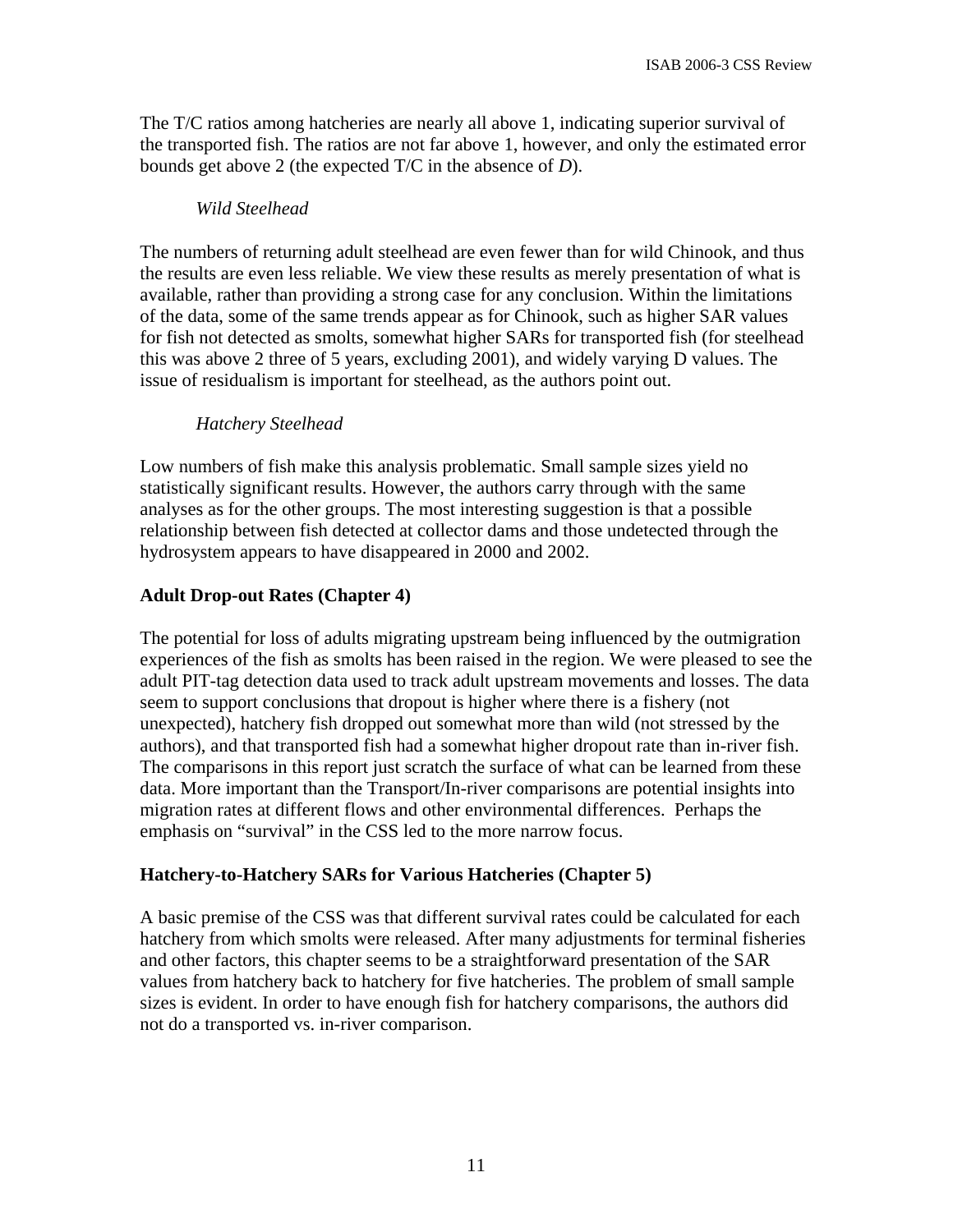The T/C ratios among hatcheries are nearly all above 1, indicating superior survival of the transported fish. The ratios are not far above 1, however, and only the estimated error bounds get above 2 (the expected T/C in the absence of *D*).

### *Wild Steelhead*

The numbers of returning adult steelhead are even fewer than for wild Chinook, and thus the results are even less reliable. We view these results as merely presentation of what is available, rather than providing a strong case for any conclusion. Within the limitations of the data, some of the same trends appear as for Chinook, such as higher SAR values for fish not detected as smolts, somewhat higher SARs for transported fish (for steelhead this was above 2 three of 5 years, excluding 2001), and widely varying D values. The issue of residualism is important for steelhead, as the authors point out.

### *Hatchery Steelhead*

Low numbers of fish make this analysis problematic. Small sample sizes yield no statistically significant results. However, the authors carry through with the same analyses as for the other groups. The most interesting suggestion is that a possible relationship between fish detected at collector dams and those undetected through the hydrosystem appears to have disappeared in 2000 and 2002.

## Adult Drop-out Rates (Chapter 4)

The potential for loss of adults migrating upstream being influenced by the outmigration experiences of the fish as smolts has been raised in the region. We were pleased to see the adult PIT-tag detection data used to track adult upstream movements and losses. The data seem to support conclusions that dropout is higher where there is a fishery (not unexpected), hatchery fish dropped out somewhat more than wild (not stressed by the authors), and that transported fish had a somewhat higher dropout rate than in-river fish. The comparisons in this report just scratch the surface of what can be learned from these data. More important than the Transport/In-river comparisons are potential insights into migration rates at different flows and other environmental differences. Perhaps the emphasis on "survival" in the CSS led to the more narrow focus.

## Hatchery-to-Hatchery SARs for Various Hatcheries (Chapter 5)

A basic premise of the CSS was that different survival rates could be calculated for each hatchery from which smolts were released. After many adjustments for terminal fisheries and other factors, this chapter seems to be a straightforward presentation of the SAR values from hatchery back to hatchery for five hatcheries. The problem of small sample sizes is evident. In order to have enough fish for hatchery comparisons, the authors did not do a transported vs. in-river comparison.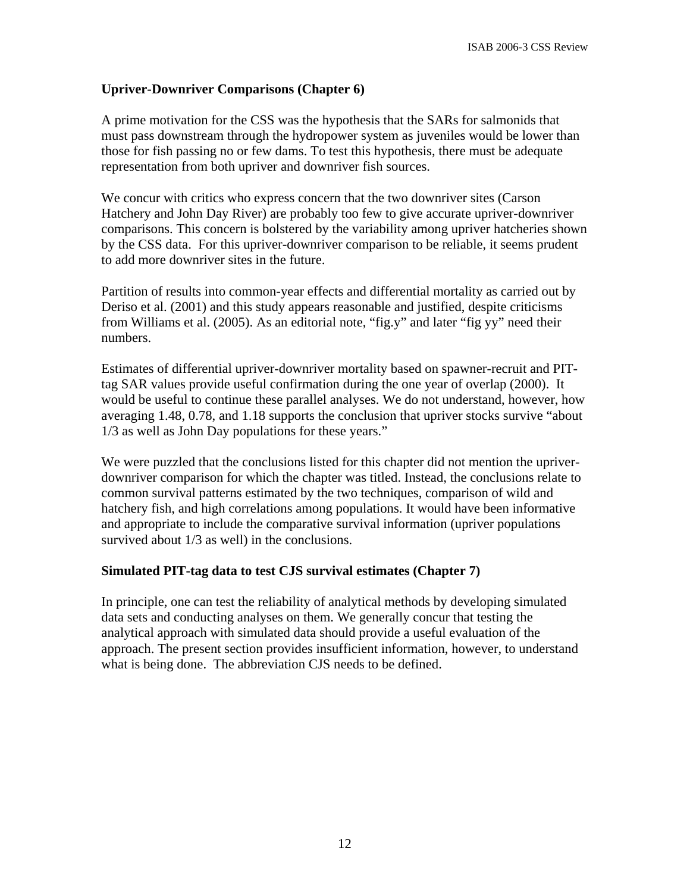### Upriver-Downriver Comparisons (Chapter 6)

A prime motivation for the CSS was the hypothesis that the SARs for salmonids that must pass downstream through the hydropower system as juveniles would be lower than those for fish passing no or few dams. To test this hypothesis, there must be adequate representation from both upriver and downriver fish sources.

We concur with critics who express concern that the two downriver sites (Carson Hatchery and John Day River) are probably too few to give accurate upriver-downriver comparisons. This concern is bolstered by the variability among upriver hatcheries shown by the CSS data. For this upriver-downriver comparison to be reliable, it seems prudent to add more downriver sites in the future.

Partition of results into common-year effects and differential mortality as carried out by Deriso et al. (2001) and this study appears reasonable and justified, despite criticisms from Williams et al. (2005). As an editorial note, "fig.y" and later "fig yy" need their numbers.

Estimates of differential upriver-downriver mortality based on spawner-recruit and PIT-tag SAR values provide useful confirmation during the one year of overlap (2000). It would be useful to continue these parallel analyses. We do not understand, however, how averaging 1.48, 0.78, and 1.18 supports the conclusion that upriver stocks survive "about 1/3 as well as John Day populations for these years."

We were puzzled that the conclusions listed for this chapter did not mention the upriver-downriver comparison for which the chapter was titled. Instead, the conclusions relate to common survival patterns estimated by the two techniques, comparison of wild and hatchery fish, and high correlations among populations. It would have been informative and appropriate to include the comparative survival information (upriver populations survived about 1/3 as well) in the conclusions.

### Simulated PIT-tag data to test CJS survival estimates (Chapter 7)

In principle, one can test the reliability of analytical methods by developing simulated data sets and conducting analyses on them. We generally concur that testing the analytical approach with simulated data should provide a useful evaluation of the approach. The present section provides insufficient information, however, to understand what is being done. The abbreviation CJS needs to be defined.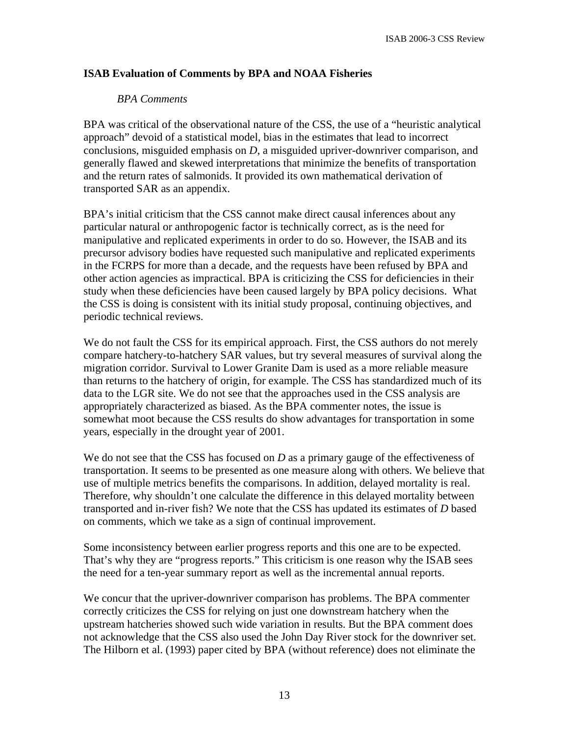**ISAB Evaluation of Comments by BPA and NOAA Fisheries**

*BPA Comments*

BPA was critical of the observational nature of the CSS, the use of a "heuristic analytical approach" devoid of a statistical model, bias in the estimates that lead to incorrect conclusions, misguided emphasis on *D*, a misguided upriver-downriver comparison, and generally flawed and skewed interpretations that minimize the benefits of transportation and the return rates of salmonids. It provided its own mathematical derivation of transported SAR as an appendix.

BPA's initial criticism that the CSS cannot make direct causal inferences about any particular natural or anthropogenic factor is technically correct, as is the need for manipulative and replicated experiments in order to do so. However, the ISAB and its precursor advisory bodies have requested such manipulative and replicated experiments in the FCRPS for more than a decade, and the requests have been refused by BPA and other action agencies as impractical. BPA is criticizing the CSS for deficiencies in their study when these deficiencies have been caused largely by BPA policy decisions. What the CSS is doing is consistent with its initial study proposal, continuing objectives, and periodic technical reviews.

We do not fault the CSS for its empirical approach. First, the CSS authors do not merely compare hatchery-to-hatchery SAR values, but try several measures of survival along the migration corridor. Survival to Lower Granite Dam is used as a more reliable measure than returns to the hatchery of origin, for example. The CSS has standardized much of its data to the LGR site. We do not see that the approaches used in the CSS analysis are appropriately characterized as biased. As the BPA commenter notes, the issue is somewhat moot because the CSS results do show advantages for transportation in some years, especially in the drought year of 2001.

We do not see that the CSS has focused on *D* as a primary gauge of the effectiveness of transportation. It seems to be presented as one measure along with others. We believe that use of multiple metrics benefits the comparisons. In addition, delayed mortality is real. Therefore, why shouldn't one calculate the difference in this delayed mortality between transported and in-river fish? We note that the CSS has updated its estimates of *D* based on comments, which we take as a sign of continual improvement.

Some inconsistency between earlier progress reports and this one are to be expected. That's why they are "progress reports." This criticism is one reason why the ISAB sees the need for a ten-year summary report as well as the incremental annual reports.

We concur that the upriver-downriver comparison has problems. The BPA commenter correctly criticizes the CSS for relying on just one downstream hatchery when the upstream hatcheries showed such wide variation in results. But the BPA comment does not acknowledge that the CSS also used the John Day River stock for the downriver set. The Hilborn et al. (1993) paper cited by BPA (without reference) does not eliminate the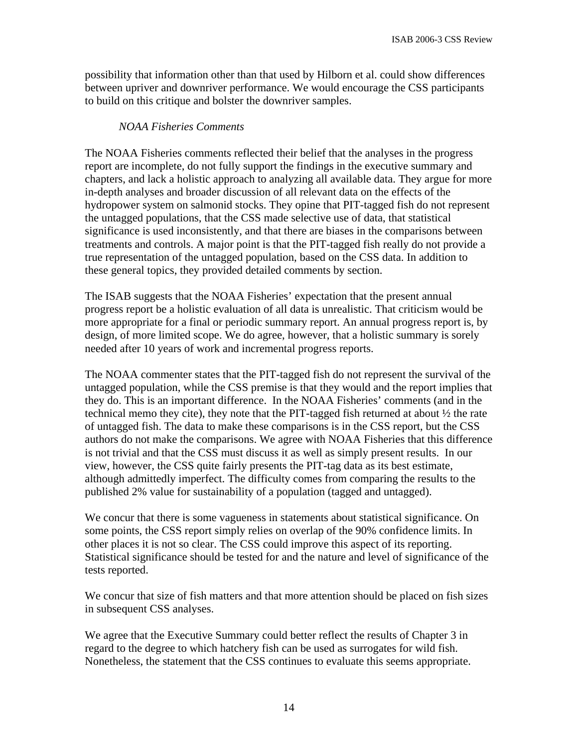possibility that information other than that used by Hilborn et al. could show differences between upriver and downriver performance. We would encourage the CSS participants to build on this critique and bolster the downriver samples.

*NOAA Fisheries Comments*

The NOAA Fisheries comments reflected their belief that the analyses in the progress report are incomplete, do not fully support the findings in the executive summary and chapters, and lack a holistic approach to analyzing all available data. They argue for more in-depth analyses and broader discussion of all relevant data on the effects of the hydropower system on salmonid stocks. They opine that PIT-tagged fish do not represent the untagged populations, that the CSS made selective use of data, that statistical significance is used inconsistently, and that there are biases in the comparisons between treatments and controls. A major point is that the PIT-tagged fish really do not provide a true representation of the untagged population, based on the CSS data. In addition to these general topics, they provided detailed comments by section.

The ISAB suggests that the NOAA Fisheries' expectation that the present annual progress report be a holistic evaluation of all data is unrealistic. That criticism would be more appropriate for a final or periodic summary report. An annual progress report is, by design, of more limited scope. We do agree, however, that a holistic summary is sorely needed after 10 years of work and incremental progress reports.

The NOAA commenter states that the PIT-tagged fish do not represent the survival of the untagged population, while the CSS premise is that they would and the report implies that they do. This is an important difference. In the NOAA Fisheries' comments (and in the technical memo they cite), they note that the PIT-tagged fish returned at about ½ the rate of untagged fish. The data to make these comparisons is in the CSS report, but the CSS authors do not make the comparisons. We agree with NOAA Fisheries that this difference is not trivial and that the CSS must discuss it as well as simply present results. In our view, however, the CSS quite fairly presents the PIT-tag data as its best estimate, although admittedly imperfect. The difficulty comes from comparing the results to the published 2% value for sustainability of a population (tagged and untagged).

We concur that there is some vagueness in statements about statistical significance. On some points, the CSS report simply relies on overlap of the 90% confidence limits. In other places it is not so clear. The CSS could improve this aspect of its reporting. Statistical significance should be tested for and the nature and level of significance of the tests reported.

We concur that size of fish matters and that more attention should be placed on fish sizes in subsequent CSS analyses.

We agree that the Executive Summary could better reflect the results of Chapter 3 in regard to the degree to which hatchery fish can be used as surrogates for wild fish. Nonetheless, the statement that the CSS continues to evaluate this seems appropriate.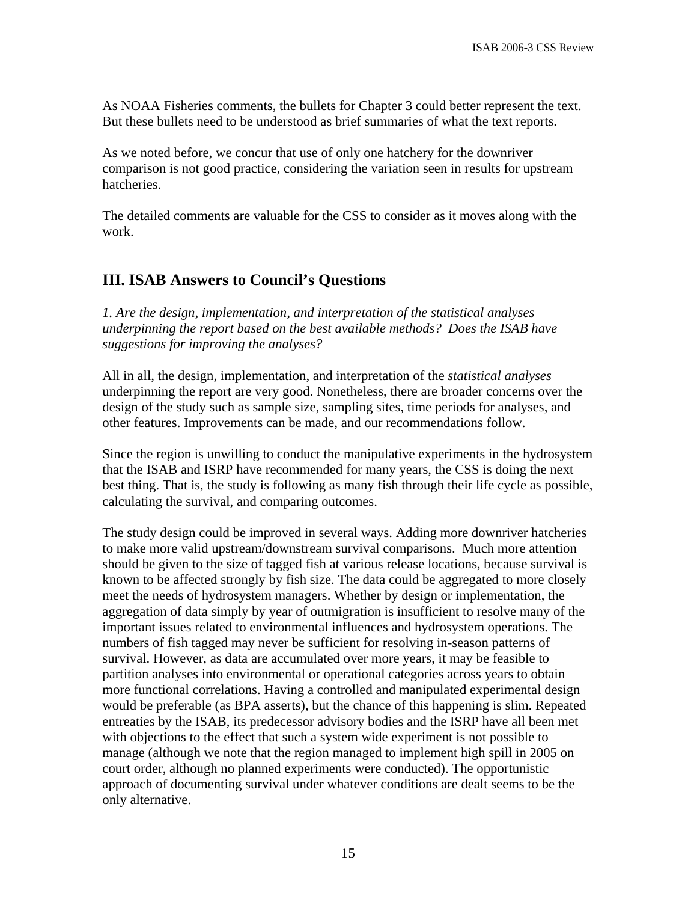As NOAA Fisheries comments, the bullets for Chapter 3 could better represent the text. But these bullets need to be understood as brief summaries of what the text reports.

As we noted before, we concur that use of only one hatchery for the downriver comparison is not good practice, considering the variation seen in results for upstream hatcheries.

The detailed comments are valuable for the CSS to consider as it moves along with the work.

## III. ISAB Answers to Council's Questions

*1. Are the design, implementation, and interpretation of the statistical analyses underpinning the report based on the best available methods? Does the ISAB have suggestions for improving the analyses?*

All in all, the design, implementation, and interpretation of the *statistical analyses* underpinning the report are very good. Nonetheless, there are broader concerns over the design of the study such as sample size, sampling sites, time periods for analyses, and other features. Improvements can be made, and our recommendations follow.

Since the region is unwilling to conduct the manipulative experiments in the hydrosystem that the ISAB and ISRP have recommended for many years, the CSS is doing the next best thing. That is, the study is following as many fish through their life cycle as possible, calculating the survival, and comparing outcomes.

The study design could be improved in several ways. Adding more downriver hatcheries to make more valid upstream/downstream survival comparisons. Much more attention should be given to the size of tagged fish at various release locations, because survival is known to be affected strongly by fish size. The data could be aggregated to more closely meet the needs of hydrosystem managers. Whether by design or implementation, the aggregation of data simply by year of outmigration is insufficient to resolve many of the important issues related to environmental influences and hydrosystem operations. The numbers of fish tagged may never be sufficient for resolving in-season patterns of survival. However, as data are accumulated over more years, it may be feasible to partition analyses into environmental or operational categories across years to obtain more functional correlations. Having a controlled and manipulated experimental design would be preferable (as BPA asserts), but the chance of this happening is slim. Repeated entreaties by the ISAB, its predecessor advisory bodies and the ISRP have all been met with objections to the effect that such a system wide experiment is not possible to manage (although we note that the region managed to implement high spill in 2005 on court order, although no planned experiments were conducted). The opportunistic approach of documenting survival under whatever conditions are dealt seems to be the only alternative.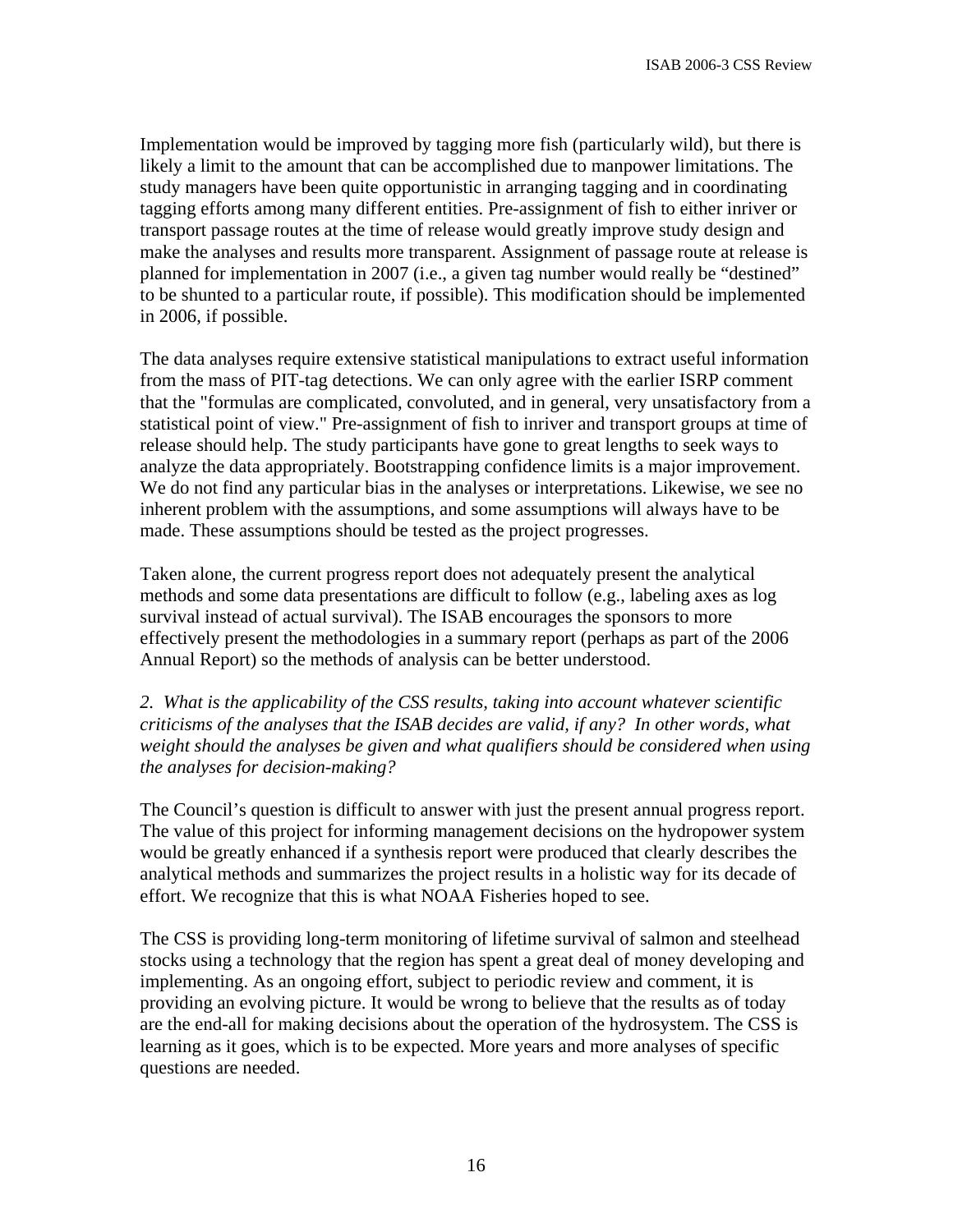Implementation would be improved by tagging more fish (particularly wild), but there is likely a limit to the amount that can be accomplished due to manpower limitations. The study managers have been quite opportunistic in arranging tagging and in coordinating tagging efforts among many different entities. Pre-assignment of fish to either inriver or transport passage routes at the time of release would greatly improve study design and make the analyses and results more transparent. Assignment of passage route at release is planned for implementation in 2007 (i.e., a given tag number would really be "destined" to be shunted to a particular route, if possible). This modification should be implemented in 2006, if possible.

The data analyses require extensive statistical manipulations to extract useful information from the mass of PIT-tag detections. We can only agree with the earlier ISRP comment that the "formulas are complicated, convoluted, and in general, very unsatisfactory from a statistical point of view." Pre-assignment of fish to inriver and transport groups at time of release should help. The study participants have gone to great lengths to seek ways to analyze the data appropriately. Bootstrapping confidence limits is a major improvement. We do not find any particular bias in the analyses or interpretations. Likewise, we see no inherent problem with the assumptions, and some assumptions will always have to be made. These assumptions should be tested as the project progresses.

Taken alone, the current progress report does not adequately present the analytical methods and some data presentations are difficult to follow (e.g., labeling axes as log survival instead of actual survival). The ISAB encourages the sponsors to more effectively present the methodologies in a summary report (perhaps as part of the 2006 Annual Report) so the methods of analysis can be better understood.

*2. What is the applicability of the CSS results, taking into account whatever scientific criticisms of the analyses that the ISAB decides are valid, if any? In other words, what weight should the analyses be given and what qualifiers should be considered when using the analyses for decision-making?*

The Council's question is difficult to answer with just the present annual progress report. The value of this project for informing management decisions on the hydropower system would be greatly enhanced if a synthesis report were produced that clearly describes the analytical methods and summarizes the project results in a holistic way for its decade of effort. We recognize that this is what NOAA Fisheries hoped to see.

The CSS is providing long-term monitoring of lifetime survival of salmon and steelhead stocks using a technology that the region has spent a great deal of money developing and implementing. As an ongoing effort, subject to periodic review and comment, it is providing an evolving picture. It would be wrong to believe that the results as of today are the end-all for making decisions about the operation of the hydrosystem. The CSS is learning as it goes, which is to be expected. More years and more analyses of specific questions are needed.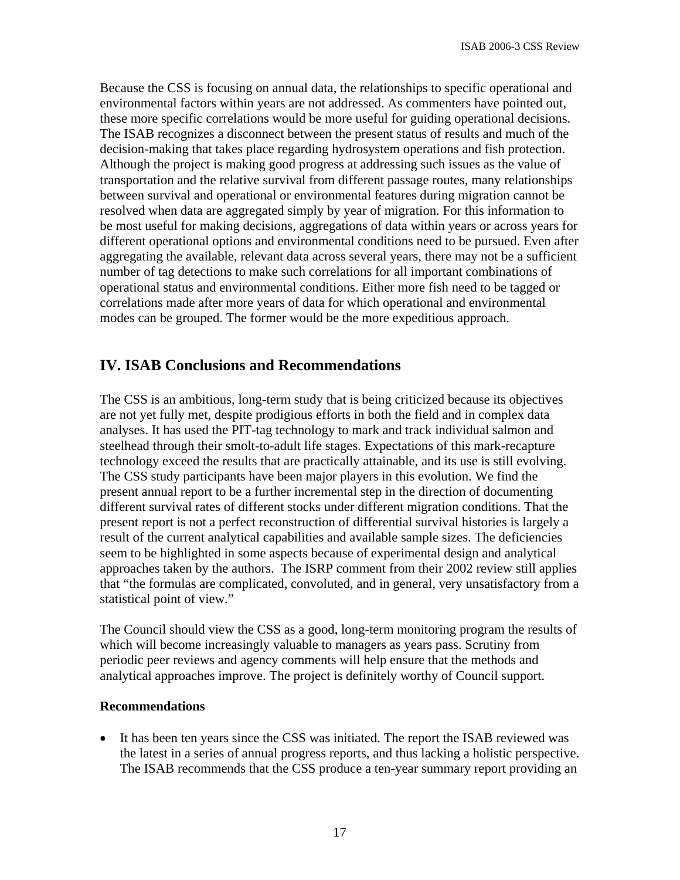Because the CSS is focusing on annual data, the relationships to specific operational and environmental factors within years are not addressed. As commenters have pointed out, these more specific correlations would be more useful for guiding operational decisions. The ISAB recognizes a disconnect between the present status of results and much of the decision-making that takes place regarding hydrosystem operations and fish protection. Although the project is making good progress at addressing such issues as the value of transportation and the relative survival from different passage routes, many relationships between survival and operational or environmental features during migration cannot be resolved when data are aggregated simply by year of migration. For this information to be most useful for making decisions, aggregations of data within years or across years for different operational options and environmental conditions need to be pursued. Even after aggregating the available, relevant data across several years, there may not be a sufficient number of tag detections to make such correlations for all important combinations of operational status and environmental conditions. Either more fish need to be tagged or correlations made after more years of data for which operational and environmental modes can be grouped. The former would be the more expeditious approach.

## IV. ISAB Conclusions and Recommendations

The CSS is an ambitious, long-term study that is being criticized because its objectives are not yet fully met, despite prodigious efforts in both the field and in complex data analyses. It has used the PIT-tag technology to mark and track individual salmon and steelhead through their smolt-to-adult life stages. Expectations of this mark-recapture technology exceed the results that are practically attainable, and its use is still evolving. The CSS study participants have been major players in this evolution. We find the present annual report to be a further incremental step in the direction of documenting different survival rates of different stocks under different migration conditions. That the present report is not a perfect reconstruction of differential survival histories is largely a result of the current analytical capabilities and available sample sizes. The deficiencies seem to be highlighted in some aspects because of experimental design and analytical approaches taken by the authors. The ISRP comment from their 2002 review still applies that "the formulas are complicated, convoluted, and in general, very unsatisfactory from a statistical point of view."

The Council should view the CSS as a good, long-term monitoring program the results of which will become increasingly valuable to managers as years pass. Scrutiny from periodic peer reviews and agency comments will help ensure that the methods and analytical approaches improve. The project is definitely worthy of Council support.

**Recommendations**

- It has been ten years since the CSS was initiated. The report the ISAB reviewed was the latest in a series of annual progress reports, and thus lacking a holistic perspective. The ISAB recommends that the CSS produce a ten-year summary report providing an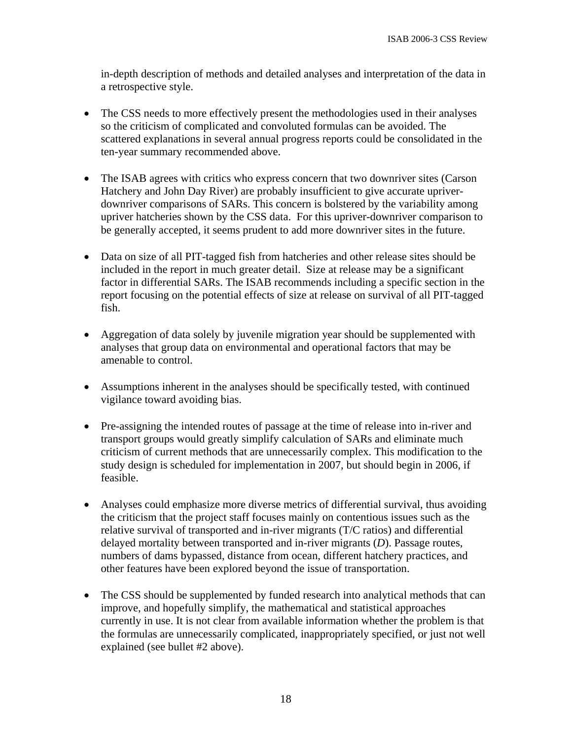in-depth description of methods and detailed analyses and interpretation of the data in a retrospective style.

- The CSS needs to more effectively present the methodologies used in their analyses so the criticism of complicated and convoluted formulas can be avoided. The scattered explanations in several annual progress reports could be consolidated in the ten-year summary recommended above.

- The ISAB agrees with critics who express concern that two downriver sites (Carson Hatchery and John Day River) are probably insufficient to give accurate upriver-downriver comparisons of SARs. This concern is bolstered by the variability among upriver hatcheries shown by the CSS data. For this upriver-downriver comparison to be generally accepted, it seems prudent to add more downriver sites in the future.

- Data on size of all PIT-tagged fish from hatcheries and other release sites should be included in the report in much greater detail. Size at release may be a significant factor in differential SARs. The ISAB recommends including a specific section in the report focusing on the potential effects of size at release on survival of all PIT-tagged fish.

- Aggregation of data solely by juvenile migration year should be supplemented with analyses that group data on environmental and operational factors that may be amenable to control.

- Assumptions inherent in the analyses should be specifically tested, with continued vigilance toward avoiding bias.

- Pre-assigning the intended routes of passage at the time of release into in-river and transport groups would greatly simplify calculation of SARs and eliminate much criticism of current methods that are unnecessarily complex. This modification to the study design is scheduled for implementation in 2007, but should begin in 2006, if feasible.

- Analyses could emphasize more diverse metrics of differential survival, thus avoiding the criticism that the project staff focuses mainly on contentious issues such as the relative survival of transported and in-river migrants (T/C ratios) and differential delayed mortality between transported and in-river migrants (*D*). Passage routes, numbers of dams bypassed, distance from ocean, different hatchery practices, and other features have been explored beyond the issue of transportation.

- The CSS should be supplemented by funded research into analytical methods that can improve, and hopefully simplify, the mathematical and statistical approaches currently in use. It is not clear from available information whether the problem is that the formulas are unnecessarily complicated, inappropriately specified, or just not well explained (see bullet #2 above).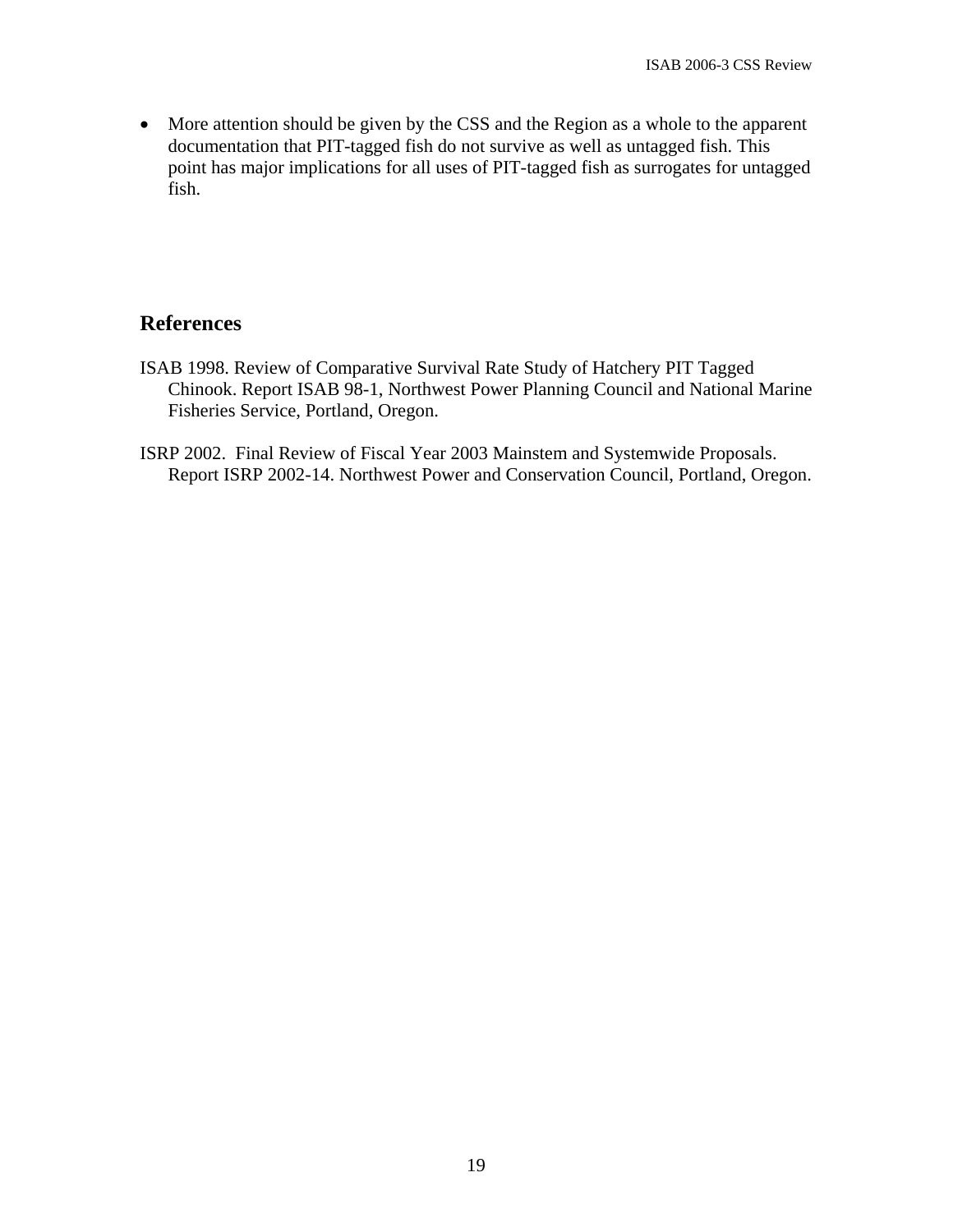- More attention should be given by the CSS and the Region as a whole to the apparent documentation that PIT-tagged fish do not survive as well as untagged fish. This point has major implications for all uses of PIT-tagged fish as surrogates for untagged fish.

## References

ISAB 1998. Review of Comparative Survival Rate Study of Hatchery PIT Tagged Chinook. Report ISAB 98-1, Northwest Power Planning Council and National Marine Fisheries Service, Portland, Oregon.

ISRP 2002. Final Review of Fiscal Year 2003 Mainstem and Systemwide Proposals. Report ISRP 2002-14. Northwest Power and Conservation Council, Portland, Oregon.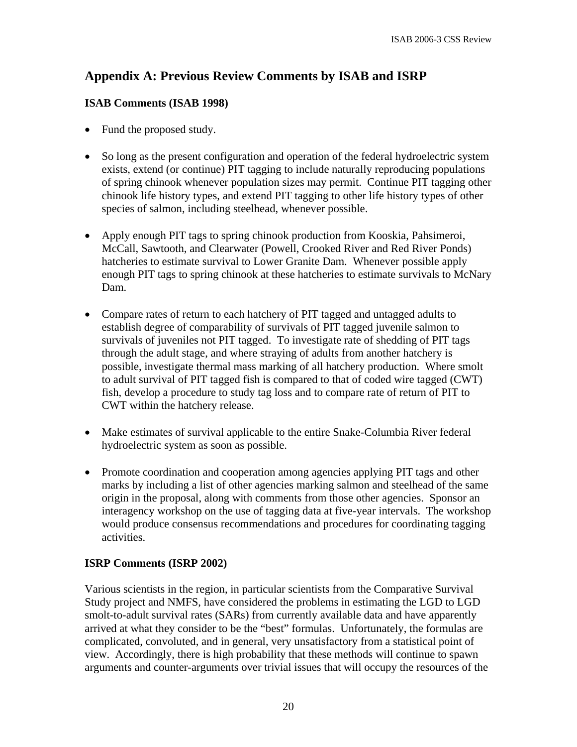## Appendix A: Previous Review Comments by ISAB and ISRP

### ISAB Comments (ISAB 1998)

- Fund the proposed study.
- So long as the present configuration and operation of the federal hydroelectric system exists, extend (or continue) PIT tagging to include naturally reproducing populations of spring chinook whenever population sizes may permit. Continue PIT tagging other chinook life history types, and extend PIT tagging to other life history types of other species of salmon, including steelhead, whenever possible.
- Apply enough PIT tags to spring chinook production from Kooskia, Pahsimeroi, McCall, Sawtooth, and Clearwater (Powell, Crooked River and Red River Ponds) hatcheries to estimate survival to Lower Granite Dam. Whenever possible apply enough PIT tags to spring chinook at these hatcheries to estimate survivals to McNary Dam.
- Compare rates of return to each hatchery of PIT tagged and untagged adults to establish degree of comparability of survivals of PIT tagged juvenile salmon to survivals of juveniles not PIT tagged. To investigate rate of shedding of PIT tags through the adult stage, and where straying of adults from another hatchery is possible, investigate thermal mass marking of all hatchery production. Where smolt to adult survival of PIT tagged fish is compared to that of coded wire tagged (CWT) fish, develop a procedure to study tag loss and to compare rate of return of PIT to CWT within the hatchery release.
- Make estimates of survival applicable to the entire Snake-Columbia River federal hydroelectric system as soon as possible.
- Promote coordination and cooperation among agencies applying PIT tags and other marks by including a list of other agencies marking salmon and steelhead of the same origin in the proposal, along with comments from those other agencies. Sponsor an interagency workshop on the use of tagging data at five-year intervals. The workshop would produce consensus recommendations and procedures for coordinating tagging activities.

### ISRP Comments (ISRP 2002)

Various scientists in the region, in particular scientists from the Comparative Survival Study project and NMFS, have considered the problems in estimating the LGD to LGD smolt-to-adult survival rates (SARs) from currently available data and have apparently arrived at what they consider to be the "best" formulas. Unfortunately, the formulas are complicated, convoluted, and in general, very unsatisfactory from a statistical point of view. Accordingly, there is high probability that these methods will continue to spawn arguments and counter-arguments over trivial issues that will occupy the resources of the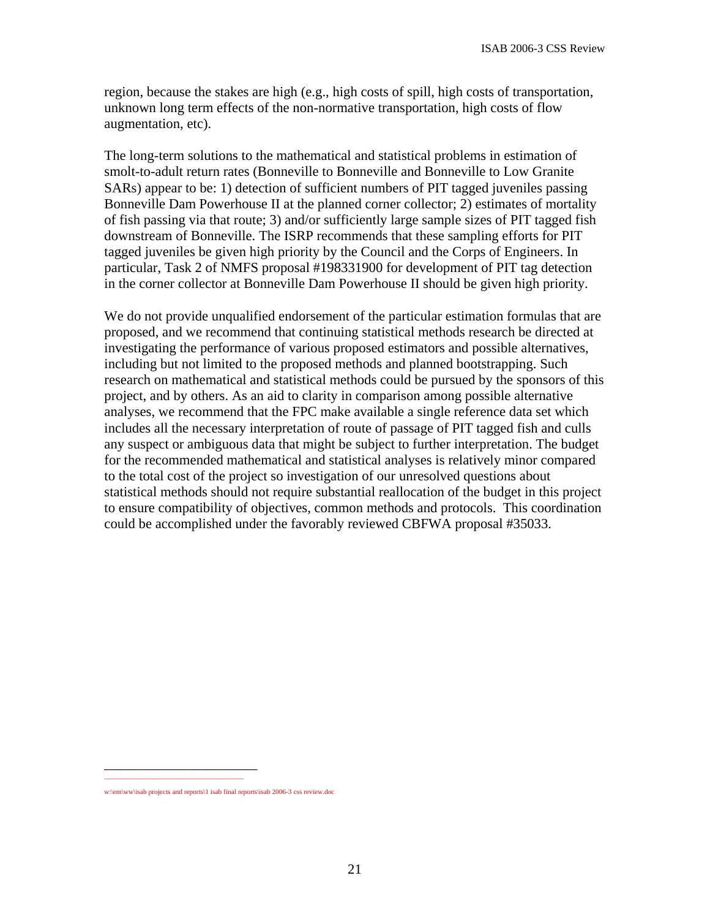region, because the stakes are high (e.g., high costs of spill, high costs of transportation, unknown long term effects of the non-normative transportation, high costs of flow augmentation, etc).

The long-term solutions to the mathematical and statistical problems in estimation of smolt-to-adult return rates (Bonneville to Bonneville and Bonneville to Low Granite SARs) appear to be: 1) detection of sufficient numbers of PIT tagged juveniles passing Bonneville Dam Powerhouse II at the planned corner collector; 2) estimates of mortality of fish passing via that route; 3) and/or sufficiently large sample sizes of PIT tagged fish downstream of Bonneville. The ISRP recommends that these sampling efforts for PIT tagged juveniles be given high priority by the Council and the Corps of Engineers. In particular, Task 2 of NMFS proposal #198331900 for development of PIT tag detection in the corner collector at Bonneville Dam Powerhouse II should be given high priority.

We do not provide unqualified endorsement of the particular estimation formulas that are proposed, and we recommend that continuing statistical methods research be directed at investigating the performance of various proposed estimators and possible alternatives, including but not limited to the proposed methods and planned bootstrapping. Such research on mathematical and statistical methods could be pursued by the sponsors of this project, and by others. As an aid to clarity in comparison among possible alternative analyses, we recommend that the FPC make available a single reference data set which includes all the necessary interpretation of route of passage of PIT tagged fish and culls any suspect or ambiguous data that might be subject to further interpretation. The budget for the recommended mathematical and statistical analyses is relatively minor compared to the total cost of the project so investigation of our unresolved questions about statistical methods should not require substantial reallocation of the budget in this project to ensure compatibility of objectives, common methods and protocols. This coordination could be accomplished under the favorably reviewed CBFWA proposal #35033.

w:\em\ww\isab projects and reports\1 isab final reports\isab 2006-3 css review.doc